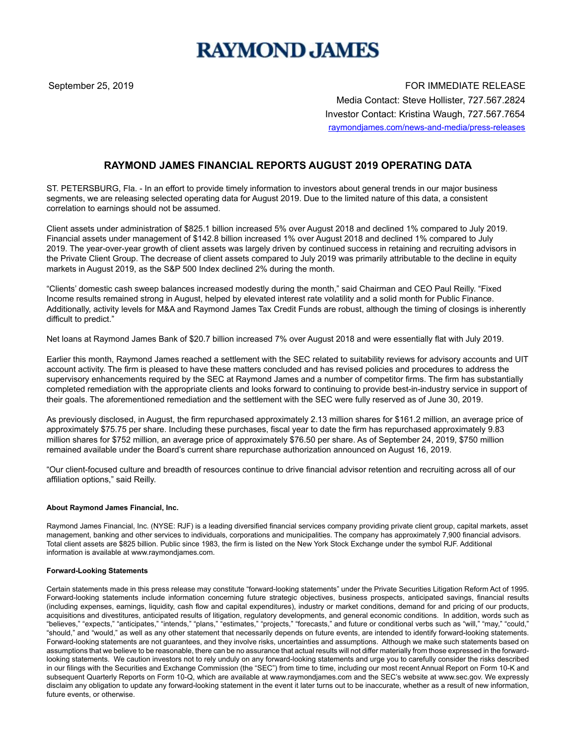# RAYMOND JAMES

September 25, 2019

FOR IMMEDIATE RELEASE
Media Contact: Steve Hollister, 727.567.2824
Investor Contact: Kristina Waugh, 727.567.7654
raymondjames.com/news-and-media/press-releases

## RAYMOND JAMES FINANCIAL REPORTS AUGUST 2019 OPERATING DATA

ST. PETERSBURG, Fla. - In an effort to provide timely information to investors about general trends in our major business segments, we are releasing selected operating data for August 2019. Due to the limited nature of this data, a consistent correlation to earnings should not be assumed.

Client assets under administration of $825.1 billion increased 5% over August 2018 and declined 1% compared to July 2019. Financial assets under management of $142.8 billion increased 1% over August 2018 and declined 1% compared to July 2019. The year-over-year growth of client assets was largely driven by continued success in retaining and recruiting advisors in the Private Client Group. The decrease of client assets compared to July 2019 was primarily attributable to the decline in equity markets in August 2019, as the S&P 500 Index declined 2% during the month.

"Clients' domestic cash sweep balances increased modestly during the month," said Chairman and CEO Paul Reilly. "Fixed Income results remained strong in August, helped by elevated interest rate volatility and a solid month for Public Finance. Additionally, activity levels for M&A and Raymond James Tax Credit Funds are robust, although the timing of closings is inherently difficult to predict."

Net loans at Raymond James Bank of $20.7 billion increased 7% over August 2018 and were essentially flat with July 2019.

Earlier this month, Raymond James reached a settlement with the SEC related to suitability reviews for advisory accounts and UIT account activity. The firm is pleased to have these matters concluded and has revised policies and procedures to address the supervisory enhancements required by the SEC at Raymond James and a number of competitor firms. The firm has substantially completed remediation with the appropriate clients and looks forward to continuing to provide best-in-industry service in support of their goals. The aforementioned remediation and the settlement with the SEC were fully reserved as of June 30, 2019.

As previously disclosed, in August, the firm repurchased approximately 2.13 million shares for $161.2 million, an average price of approximately $75.75 per share. Including these purchases, fiscal year to date the firm has repurchased approximately 9.83 million shares for $752 million, an average price of approximately $76.50 per share. As of September 24, 2019, $750 million remained available under the Board's current share repurchase authorization announced on August 16, 2019.

"Our client-focused culture and breadth of resources continue to drive financial advisor retention and recruiting across all of our affiliation options," said Reilly.

**About Raymond James Financial, Inc.**

Raymond James Financial, Inc. (NYSE: RJF) is a leading diversified financial services company providing private client group, capital markets, asset management, banking and other services to individuals, corporations and municipalities. The company has approximately 7,900 financial advisors. Total client assets are $825 billion. Public since 1983, the firm is listed on the New York Stock Exchange under the symbol RJF. Additional information is available at www.raymondjames.com.

**Forward-Looking Statements**

Certain statements made in this press release may constitute "forward-looking statements" under the Private Securities Litigation Reform Act of 1995. Forward-looking statements include information concerning future strategic objectives, business prospects, anticipated savings, financial results (including expenses, earnings, liquidity, cash flow and capital expenditures), industry or market conditions, demand for and pricing of our products, acquisitions and divestitures, anticipated results of litigation, regulatory developments, and general economic conditions. In addition, words such as "believes," "expects," "anticipates," "intends," "plans," "estimates," "projects," "forecasts," and future or conditional verbs such as "will," "may," "could," "should," and "would," as well as any other statement that necessarily depends on future events, are intended to identify forward-looking statements. Forward-looking statements are not guarantees, and they involve risks, uncertainties and assumptions. Although we make such statements based on assumptions that we believe to be reasonable, there can be no assurance that actual results will not differ materially from those expressed in the forward-looking statements. We caution investors not to rely unduly on any forward-looking statements and urge you to carefully consider the risks described in our filings with the Securities and Exchange Commission (the "SEC") from time to time, including our most recent Annual Report on Form 10-K and subsequent Quarterly Reports on Form 10-Q, which are available at www.raymondjames.com and the SEC's website at www.sec.gov. We expressly disclaim any obligation to update any forward-looking statement in the event it later turns out to be inaccurate, whether as a result of new information, future events, or otherwise.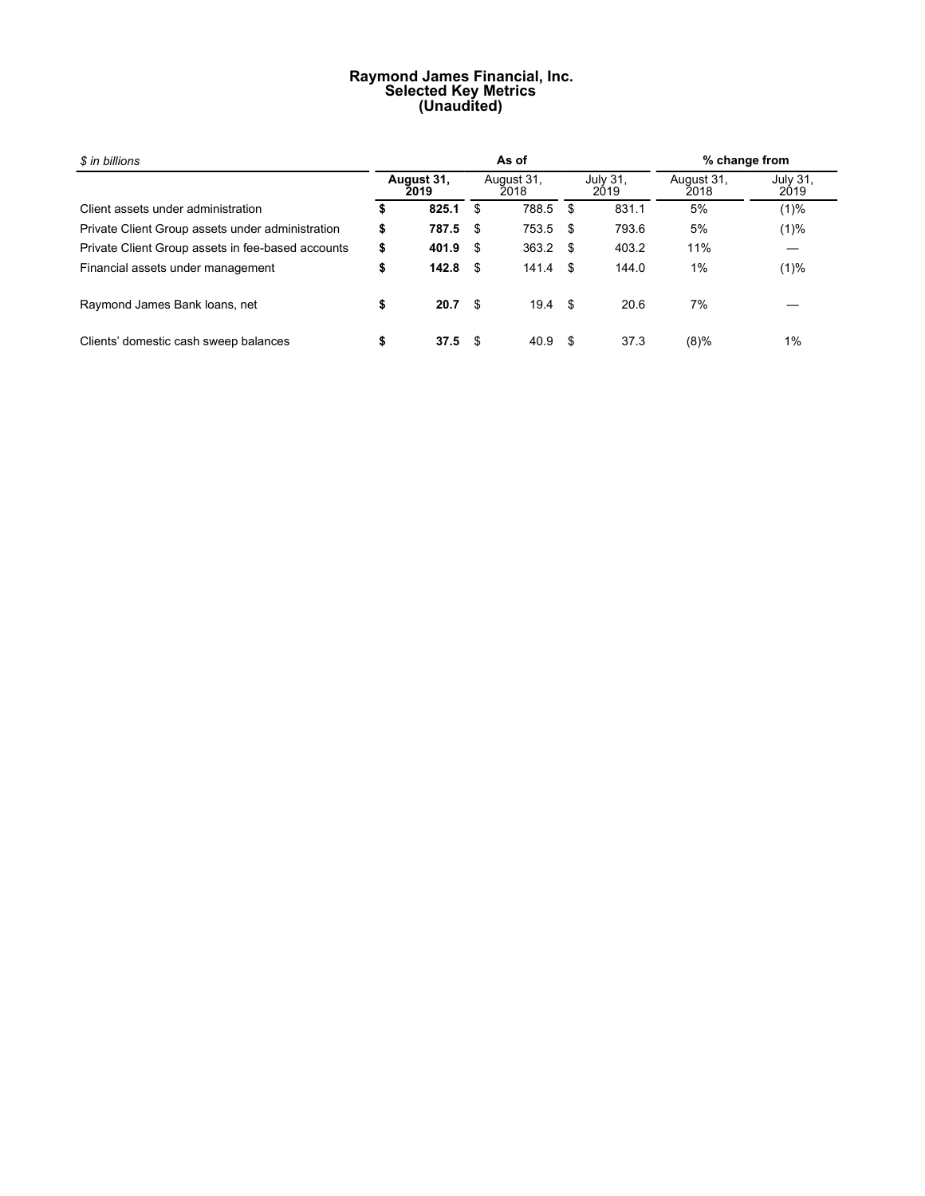# Raymond James Financial, Inc.
## Selected Key Metrics
## (Unaudited)

| *$ in billions* | As of | | | % change from | |
|---|---|---|---|---|---|
| | **August 31, 2019** | August 31, 2018 | July 31, 2019 | August 31, 2018 | July 31, 2019 |
| Client assets under administration | **$ 825.1** | $ 788.5 | $ 831.1 | 5% | (1)% |
| Private Client Group assets under administration | **$ 787.5** | $ 753.5 | $ 793.6 | 5% | (1)% |
| Private Client Group assets in fee-based accounts | **$ 401.9** | $ 363.2 | $ 403.2 | 11% | — |
| Financial assets under management | **$ 142.8** | $ 141.4 | $ 144.0 | 1% | (1)% |
| Raymond James Bank loans, net | **$ 20.7** | $ 19.4 | $ 20.6 | 7% | — |
| Clients' domestic cash sweep balances | **$ 37.5** | $ 40.9 | $ 37.3 | (8)% | 1% |